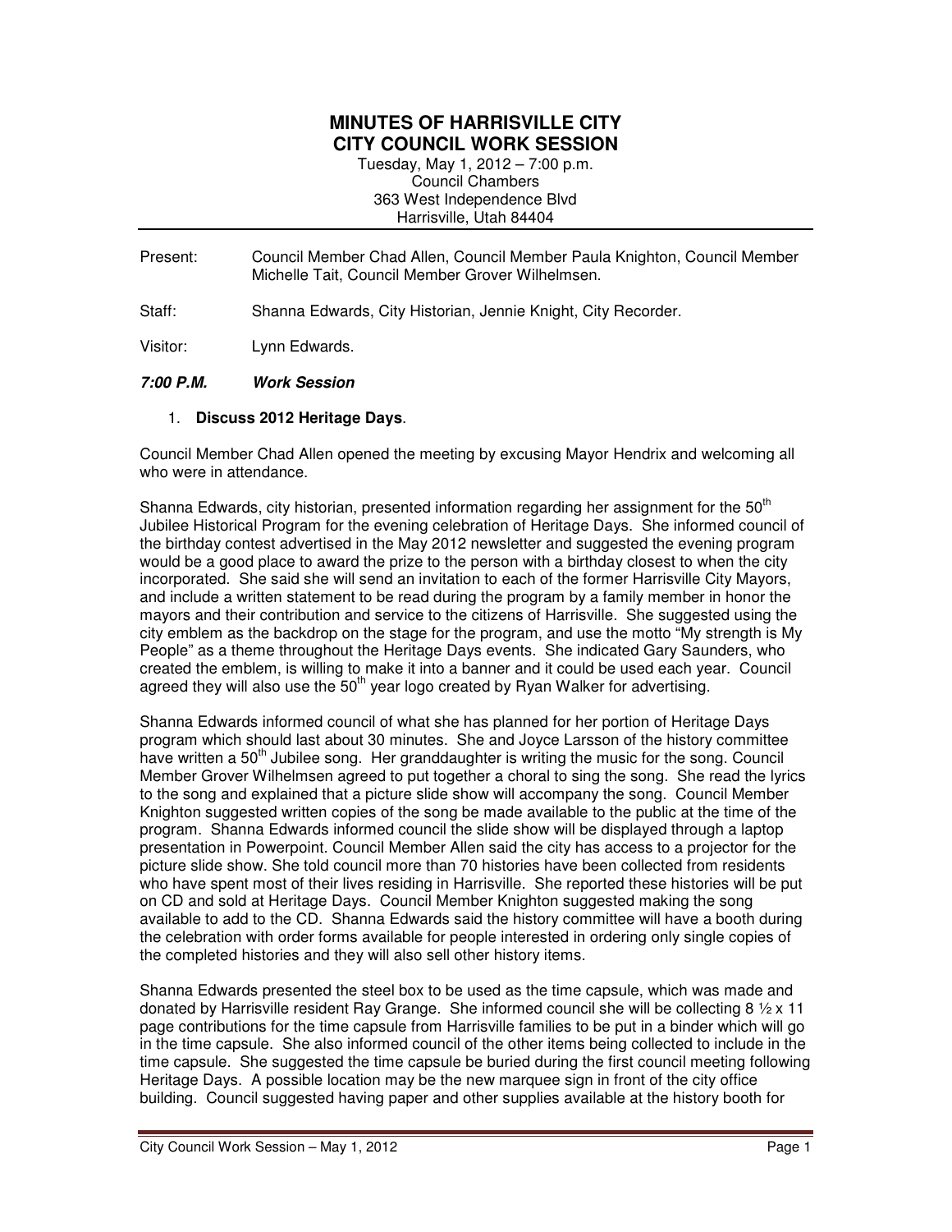# MINUTES OF HARRISVILLE CITY
# CITY COUNCIL WORK SESSION

Tuesday, May 1, 2012 – 7:00 p.m.
Council Chambers
363 West Independence Blvd
Harrisville, Utah 84404

Present: Council Member Chad Allen, Council Member Paula Knighton, Council Member Michelle Tait, Council Member Grover Wilhelmsen.

Staff: Shanna Edwards, City Historian, Jennie Knight, City Recorder.

Visitor: Lynn Edwards.

***7:00 P.M. Work Session***

1. **Discuss 2012 Heritage Days**.

Council Member Chad Allen opened the meeting by excusing Mayor Hendrix and welcoming all who were in attendance.

Shanna Edwards, city historian, presented information regarding her assignment for the 50th Jubilee Historical Program for the evening celebration of Heritage Days. She informed council of the birthday contest advertised in the May 2012 newsletter and suggested the evening program would be a good place to award the prize to the person with a birthday closest to when the city incorporated. She said she will send an invitation to each of the former Harrisville City Mayors, and include a written statement to be read during the program by a family member in honor the mayors and their contribution and service to the citizens of Harrisville. She suggested using the city emblem as the backdrop on the stage for the program, and use the motto "My strength is My People" as a theme throughout the Heritage Days events. She indicated Gary Saunders, who created the emblem, is willing to make it into a banner and it could be used each year. Council agreed they will also use the 50th year logo created by Ryan Walker for advertising.

Shanna Edwards informed council of what she has planned for her portion of Heritage Days program which should last about 30 minutes. She and Joyce Larsson of the history committee have written a 50th Jubilee song. Her granddaughter is writing the music for the song. Council Member Grover Wilhelmsen agreed to put together a choral to sing the song. She read the lyrics to the song and explained that a picture slide show will accompany the song. Council Member Knighton suggested written copies of the song be made available to the public at the time of the program. Shanna Edwards informed council the slide show will be displayed through a laptop presentation in Powerpoint. Council Member Allen said the city has access to a projector for the picture slide show. She told council more than 70 histories have been collected from residents who have spent most of their lives residing in Harrisville. She reported these histories will be put on CD and sold at Heritage Days. Council Member Knighton suggested making the song available to add to the CD. Shanna Edwards said the history committee will have a booth during the celebration with order forms available for people interested in ordering only single copies of the completed histories and they will also sell other history items.

Shanna Edwards presented the steel box to be used as the time capsule, which was made and donated by Harrisville resident Ray Grange. She informed council she will be collecting 8 ½ x 11 page contributions for the time capsule from Harrisville families to be put in a binder which will go in the time capsule. She also informed council of the other items being collected to include in the time capsule. She suggested the time capsule be buried during the first council meeting following Heritage Days. A possible location may be the new marquee sign in front of the city office building. Council suggested having paper and other supplies available at the history booth for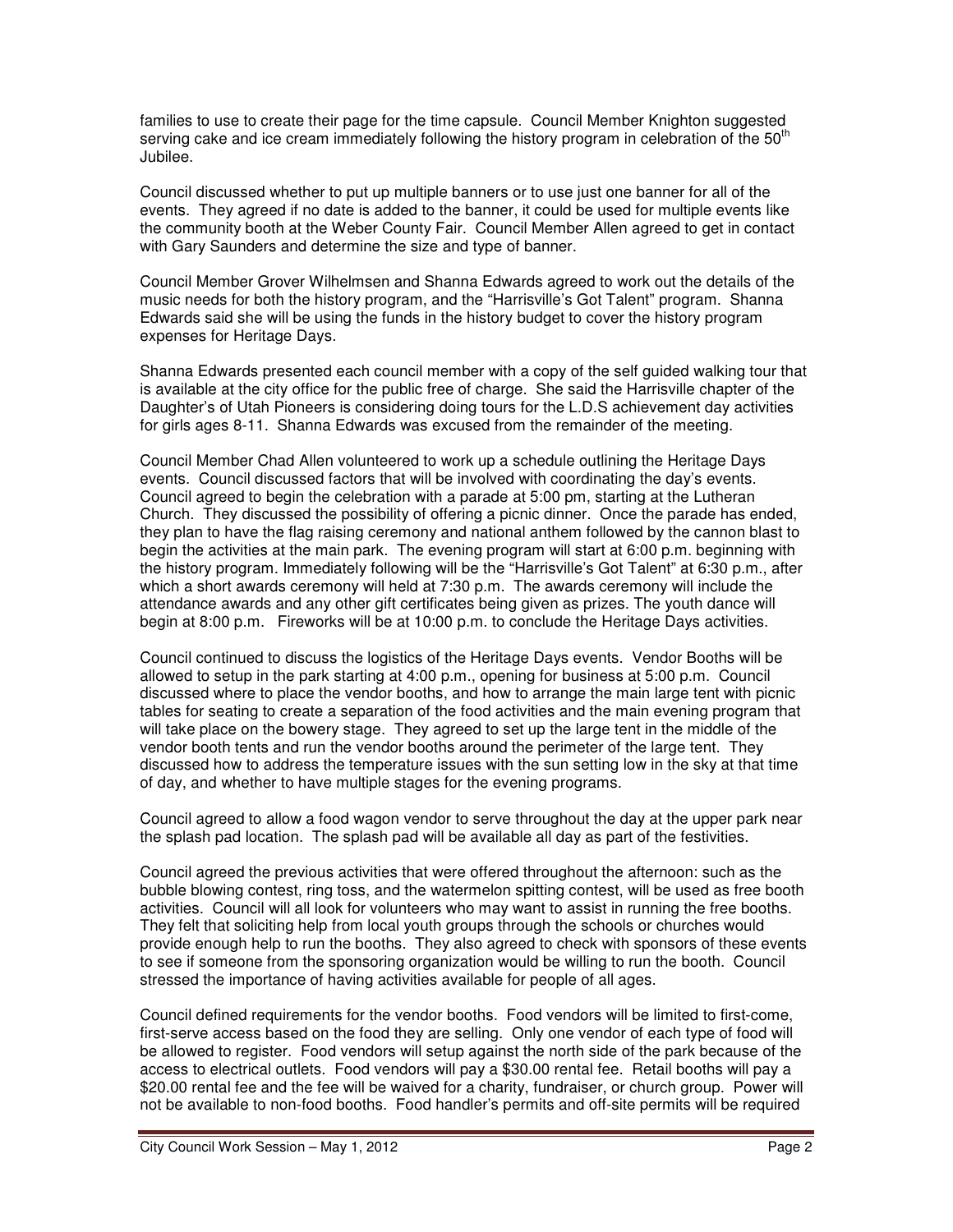families to use to create their page for the time capsule. Council Member Knighton suggested serving cake and ice cream immediately following the history program in celebration of the 50th Jubilee.

Council discussed whether to put up multiple banners or to use just one banner for all of the events. They agreed if no date is added to the banner, it could be used for multiple events like the community booth at the Weber County Fair. Council Member Allen agreed to get in contact with Gary Saunders and determine the size and type of banner.

Council Member Grover Wilhelmsen and Shanna Edwards agreed to work out the details of the music needs for both the history program, and the "Harrisville's Got Talent" program. Shanna Edwards said she will be using the funds in the history budget to cover the history program expenses for Heritage Days.

Shanna Edwards presented each council member with a copy of the self guided walking tour that is available at the city office for the public free of charge. She said the Harrisville chapter of the Daughter's of Utah Pioneers is considering doing tours for the L.D.S achievement day activities for girls ages 8-11. Shanna Edwards was excused from the remainder of the meeting.

Council Member Chad Allen volunteered to work up a schedule outlining the Heritage Days events. Council discussed factors that will be involved with coordinating the day's events. Council agreed to begin the celebration with a parade at 5:00 pm, starting at the Lutheran Church. They discussed the possibility of offering a picnic dinner. Once the parade has ended, they plan to have the flag raising ceremony and national anthem followed by the cannon blast to begin the activities at the main park. The evening program will start at 6:00 p.m. beginning with the history program. Immediately following will be the "Harrisville's Got Talent" at 6:30 p.m., after which a short awards ceremony will held at 7:30 p.m. The awards ceremony will include the attendance awards and any other gift certificates being given as prizes. The youth dance will begin at 8:00 p.m. Fireworks will be at 10:00 p.m. to conclude the Heritage Days activities.

Council continued to discuss the logistics of the Heritage Days events. Vendor Booths will be allowed to setup in the park starting at 4:00 p.m., opening for business at 5:00 p.m. Council discussed where to place the vendor booths, and how to arrange the main large tent with picnic tables for seating to create a separation of the food activities and the main evening program that will take place on the bowery stage. They agreed to set up the large tent in the middle of the vendor booth tents and run the vendor booths around the perimeter of the large tent. They discussed how to address the temperature issues with the sun setting low in the sky at that time of day, and whether to have multiple stages for the evening programs.

Council agreed to allow a food wagon vendor to serve throughout the day at the upper park near the splash pad location. The splash pad will be available all day as part of the festivities.

Council agreed the previous activities that were offered throughout the afternoon: such as the bubble blowing contest, ring toss, and the watermelon spitting contest, will be used as free booth activities. Council will all look for volunteers who may want to assist in running the free booths. They felt that soliciting help from local youth groups through the schools or churches would provide enough help to run the booths. They also agreed to check with sponsors of these events to see if someone from the sponsoring organization would be willing to run the booth. Council stressed the importance of having activities available for people of all ages.

Council defined requirements for the vendor booths. Food vendors will be limited to first-come, first-serve access based on the food they are selling. Only one vendor of each type of food will be allowed to register. Food vendors will setup against the north side of the park because of the access to electrical outlets. Food vendors will pay a $30.00 rental fee. Retail booths will pay a $20.00 rental fee and the fee will be waived for a charity, fundraiser, or church group. Power will not be available to non-food booths. Food handler's permits and off-site permits will be required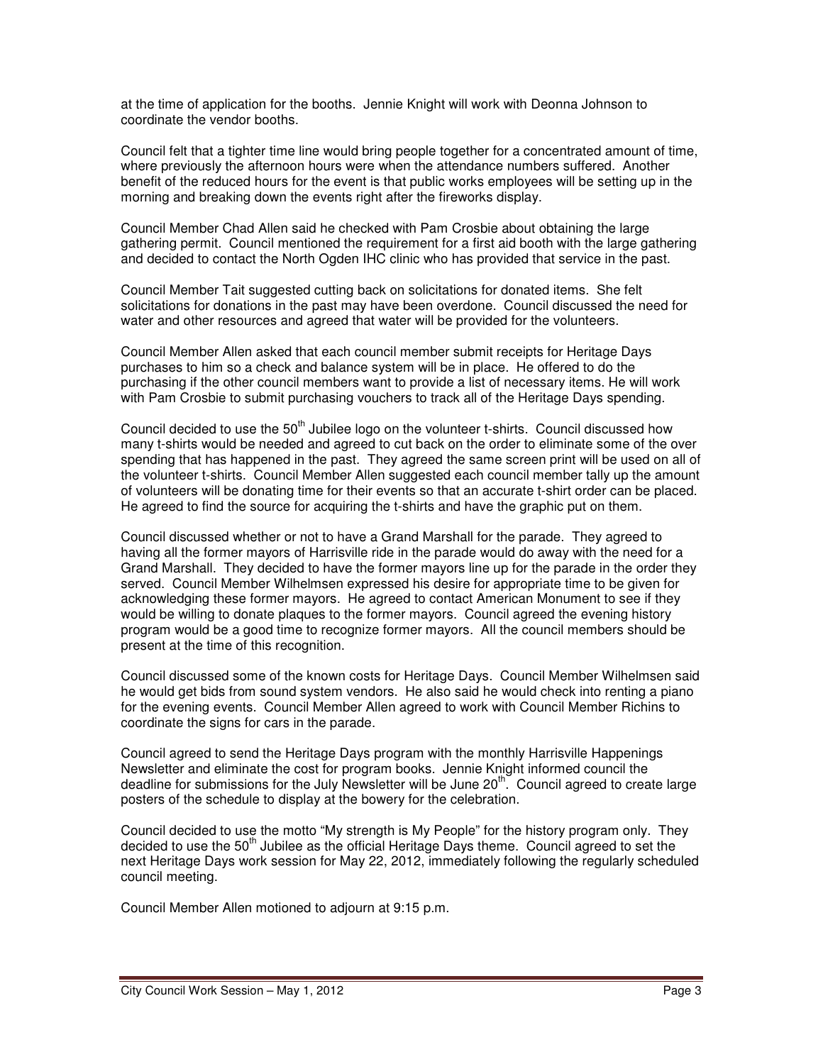at the time of application for the booths. Jennie Knight will work with Deonna Johnson to coordinate the vendor booths.

Council felt that a tighter time line would bring people together for a concentrated amount of time, where previously the afternoon hours were when the attendance numbers suffered. Another benefit of the reduced hours for the event is that public works employees will be setting up in the morning and breaking down the events right after the fireworks display.

Council Member Chad Allen said he checked with Pam Crosbie about obtaining the large gathering permit. Council mentioned the requirement for a first aid booth with the large gathering and decided to contact the North Ogden IHC clinic who has provided that service in the past.

Council Member Tait suggested cutting back on solicitations for donated items. She felt solicitations for donations in the past may have been overdone. Council discussed the need for water and other resources and agreed that water will be provided for the volunteers.

Council Member Allen asked that each council member submit receipts for Heritage Days purchases to him so a check and balance system will be in place. He offered to do the purchasing if the other council members want to provide a list of necessary items. He will work with Pam Crosbie to submit purchasing vouchers to track all of the Heritage Days spending.

Council decided to use the 50th Jubilee logo on the volunteer t-shirts. Council discussed how many t-shirts would be needed and agreed to cut back on the order to eliminate some of the over spending that has happened in the past. They agreed the same screen print will be used on all of the volunteer t-shirts. Council Member Allen suggested each council member tally up the amount of volunteers will be donating time for their events so that an accurate t-shirt order can be placed. He agreed to find the source for acquiring the t-shirts and have the graphic put on them.

Council discussed whether or not to have a Grand Marshall for the parade. They agreed to having all the former mayors of Harrisville ride in the parade would do away with the need for a Grand Marshall. They decided to have the former mayors line up for the parade in the order they served. Council Member Wilhelmsen expressed his desire for appropriate time to be given for acknowledging these former mayors. He agreed to contact American Monument to see if they would be willing to donate plaques to the former mayors. Council agreed the evening history program would be a good time to recognize former mayors. All the council members should be present at the time of this recognition.

Council discussed some of the known costs for Heritage Days. Council Member Wilhelmsen said he would get bids from sound system vendors. He also said he would check into renting a piano for the evening events. Council Member Allen agreed to work with Council Member Richins to coordinate the signs for cars in the parade.

Council agreed to send the Heritage Days program with the monthly Harrisville Happenings Newsletter and eliminate the cost for program books. Jennie Knight informed council the deadline for submissions for the July Newsletter will be June 20th. Council agreed to create large posters of the schedule to display at the bowery for the celebration.

Council decided to use the motto "My strength is My People" for the history program only. They decided to use the 50th Jubilee as the official Heritage Days theme. Council agreed to set the next Heritage Days work session for May 22, 2012, immediately following the regularly scheduled council meeting.

Council Member Allen motioned to adjourn at 9:15 p.m.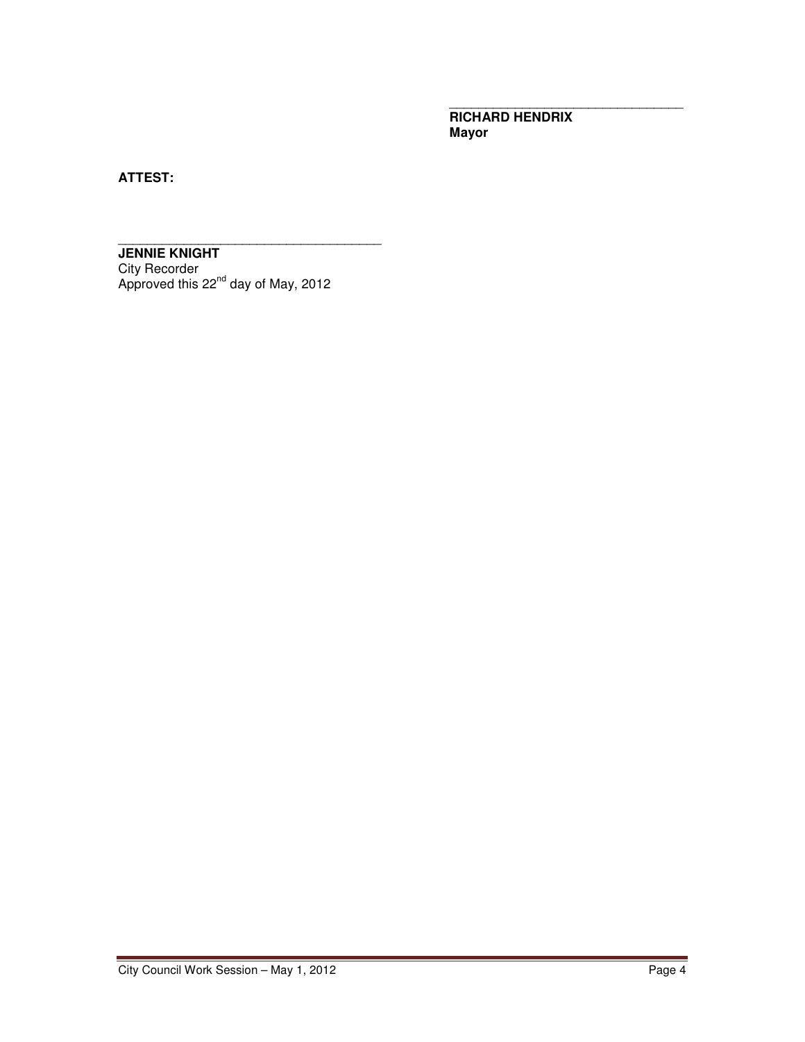\_\_\_\_\_\_\_\_\_\_\_\_\_\_\_\_\_\_\_\_\_\_\_\_\_\_\_\_\_\_\_\_\_\_

**RICHARD HENDRIX**
**Mayor**

**ATTEST:**

\_\_\_\_\_\_\_\_\_\_\_\_\_\_\_\_\_\_\_\_\_\_\_\_\_\_\_\_\_\_\_\_\_\_\_\_\_\_

**JENNIE KNIGHT**
City Recorder
Approved this 22nd day of May, 2012